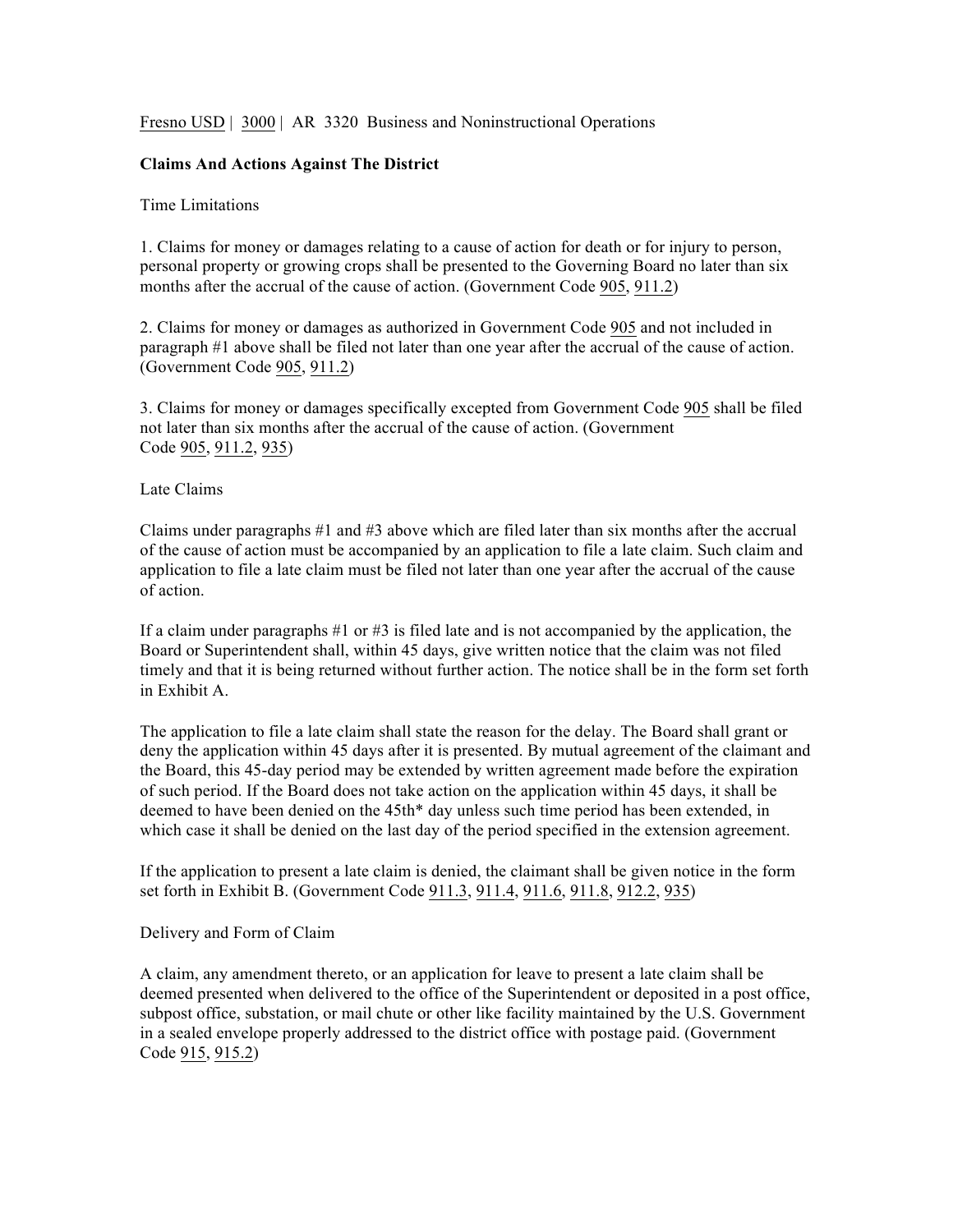Fresno USD | 3000 | AR 3320 Business and Noninstructional Operations

**Claims And Actions Against The District**

Time Limitations

1. Claims for money or damages relating to a cause of action for death or for injury to person, personal property or growing crops shall be presented to the Governing Board no later than six months after the accrual of the cause of action. (Government Code 905, 911.2)

2. Claims for money or damages as authorized in Government Code 905 and not included in paragraph #1 above shall be filed not later than one year after the accrual of the cause of action. (Government Code 905, 911.2)

3. Claims for money or damages specifically excepted from Government Code 905 shall be filed not later than six months after the accrual of the cause of action. (Government Code 905, 911.2, 935)

Late Claims

Claims under paragraphs #1 and #3 above which are filed later than six months after the accrual of the cause of action must be accompanied by an application to file a late claim. Such claim and application to file a late claim must be filed not later than one year after the accrual of the cause of action.

If a claim under paragraphs #1 or #3 is filed late and is not accompanied by the application, the Board or Superintendent shall, within 45 days, give written notice that the claim was not filed timely and that it is being returned without further action. The notice shall be in the form set forth in Exhibit A.

The application to file a late claim shall state the reason for the delay. The Board shall grant or deny the application within 45 days after it is presented. By mutual agreement of the claimant and the Board, this 45-day period may be extended by written agreement made before the expiration of such period. If the Board does not take action on the application within 45 days, it shall be deemed to have been denied on the 45th* day unless such time period has been extended, in which case it shall be denied on the last day of the period specified in the extension agreement.

If the application to present a late claim is denied, the claimant shall be given notice in the form set forth in Exhibit B. (Government Code 911.3, 911.4, 911.6, 911.8, 912.2, 935)

Delivery and Form of Claim

A claim, any amendment thereto, or an application for leave to present a late claim shall be deemed presented when delivered to the office of the Superintendent or deposited in a post office, subpost office, substation, or mail chute or other like facility maintained by the U.S. Government in a sealed envelope properly addressed to the district office with postage paid. (Government Code 915, 915.2)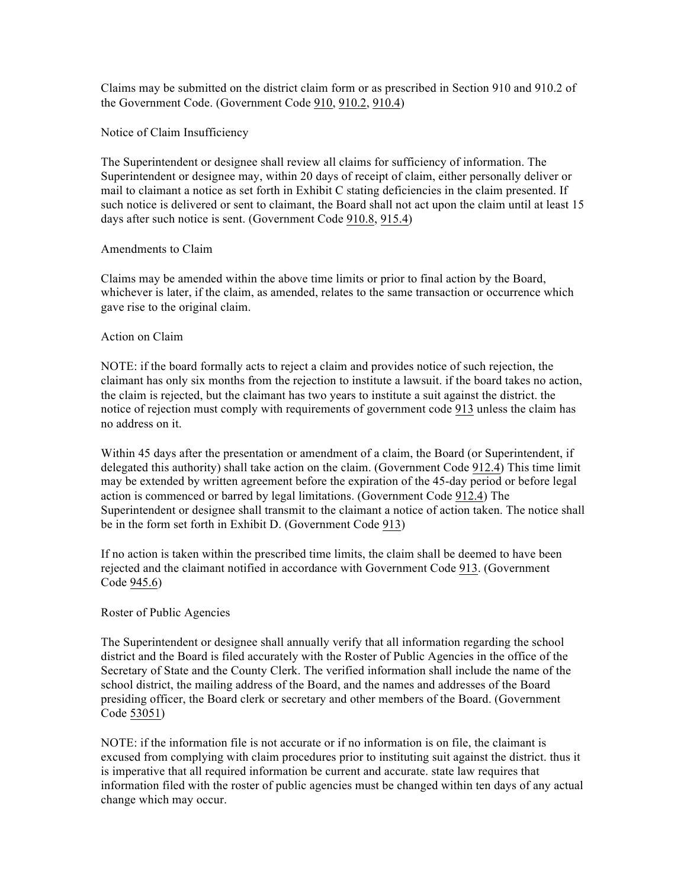Claims may be submitted on the district claim form or as prescribed in Section 910 and 910.2 of the Government Code. (Government Code 910, 910.2, 910.4)

## Notice of Claim Insufficiency

The Superintendent or designee shall review all claims for sufficiency of information. The Superintendent or designee may, within 20 days of receipt of claim, either personally deliver or mail to claimant a notice as set forth in Exhibit C stating deficiencies in the claim presented. If such notice is delivered or sent to claimant, the Board shall not act upon the claim until at least 15 days after such notice is sent. (Government Code 910.8, 915.4)

## Amendments to Claim

Claims may be amended within the above time limits or prior to final action by the Board, whichever is later, if the claim, as amended, relates to the same transaction or occurrence which gave rise to the original claim.

## Action on Claim

NOTE: if the board formally acts to reject a claim and provides notice of such rejection, the claimant has only six months from the rejection to institute a lawsuit. if the board takes no action, the claim is rejected, but the claimant has two years to institute a suit against the district. the notice of rejection must comply with requirements of government code 913 unless the claim has no address on it.

Within 45 days after the presentation or amendment of a claim, the Board (or Superintendent, if delegated this authority) shall take action on the claim. (Government Code 912.4) This time limit may be extended by written agreement before the expiration of the 45-day period or before legal action is commenced or barred by legal limitations. (Government Code 912.4) The Superintendent or designee shall transmit to the claimant a notice of action taken. The notice shall be in the form set forth in Exhibit D. (Government Code 913)

If no action is taken within the prescribed time limits, the claim shall be deemed to have been rejected and the claimant notified in accordance with Government Code 913. (Government Code 945.6)

## Roster of Public Agencies

The Superintendent or designee shall annually verify that all information regarding the school district and the Board is filed accurately with the Roster of Public Agencies in the office of the Secretary of State and the County Clerk. The verified information shall include the name of the school district, the mailing address of the Board, and the names and addresses of the Board presiding officer, the Board clerk or secretary and other members of the Board. (Government Code 53051)

NOTE: if the information file is not accurate or if no information is on file, the claimant is excused from complying with claim procedures prior to instituting suit against the district. thus it is imperative that all required information be current and accurate. state law requires that information filed with the roster of public agencies must be changed within ten days of any actual change which may occur.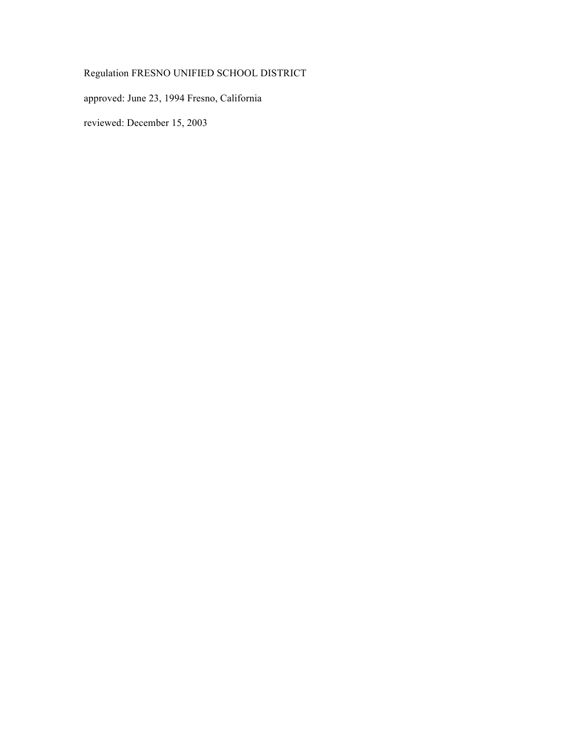Regulation FRESNO UNIFIED SCHOOL DISTRICT

approved: June 23, 1994 Fresno, California

reviewed: December 15, 2003